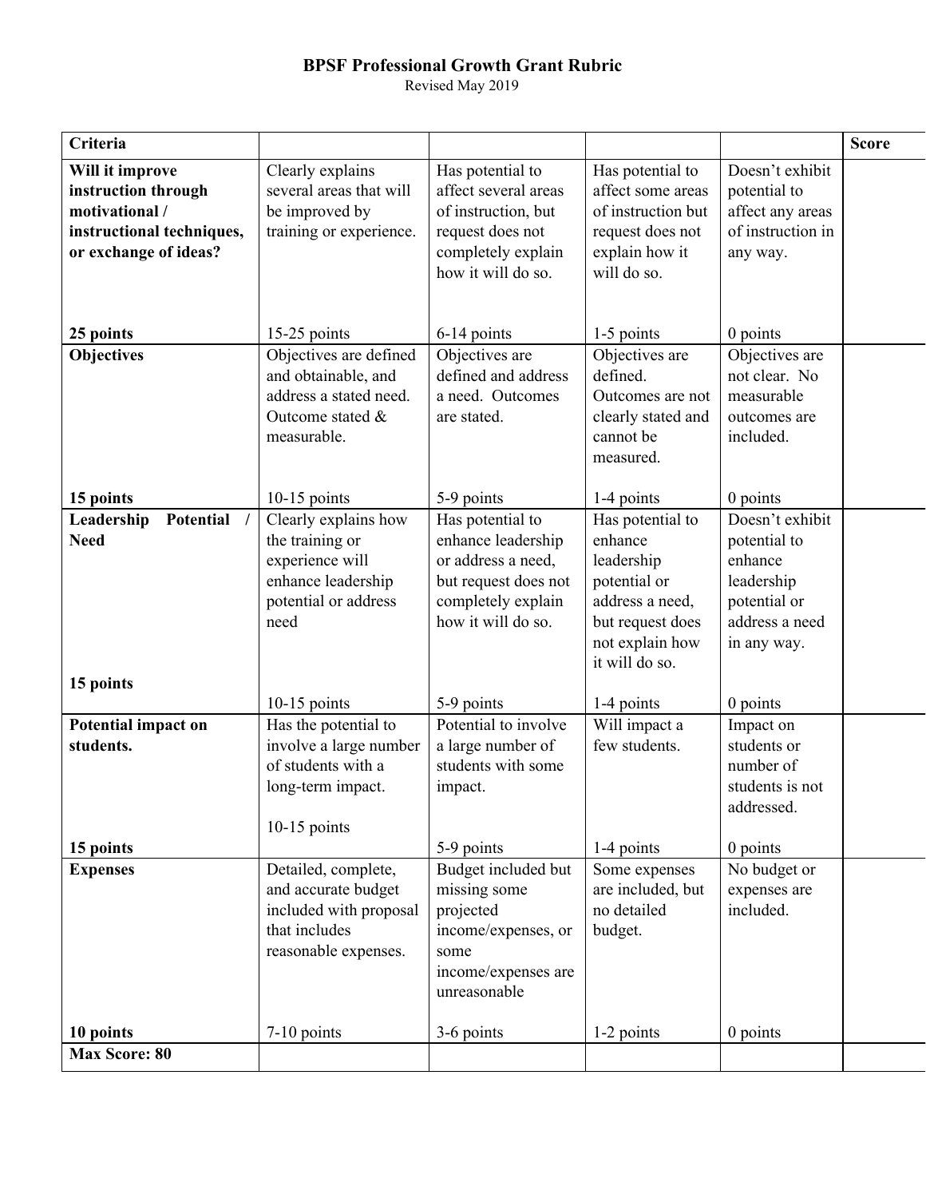# BPSF Professional Growth Grant Rubric

Revised May 2019

| Criteria | | | | | Score |
|---|---|---|---|---|---|
| **Will it improve instruction through motivational / instructional techniques, or exchange of ideas?** **25 points** | Clearly explains several areas that will be improved by training or experience. 15-25 points | Has potential to affect several areas of instruction, but request does not completely explain how it will do so. 6-14 points | Has potential to affect some areas of instruction but request does not explain how it will do so. 1-5 points | Doesn't exhibit potential to affect any areas of instruction in any way. 0 points | |
| **Objectives** **15 points** | Objectives are defined and obtainable, and address a stated need. Outcome stated & measurable. 10-15 points | Objectives are defined and address a need. Outcomes are stated. 5-9 points | Objectives are defined. Outcomes are not clearly stated and cannot be measured. 1-4 points | Objectives are not clear. No measurable outcomes are included. 0 points | |
| **Leadership Potential / Need** **15 points** | Clearly explains how the training or experience will enhance leadership potential or address need 10-15 points | Has potential to enhance leadership or address a need, but request does not completely explain how it will do so. 5-9 points | Has potential to enhance leadership potential or address a need, but request does not explain how it will do so. 1-4 points | Doesn't exhibit potential to enhance leadership potential or address a need in any way. 0 points | |
| **Potential impact on students.** **15 points** | Has the potential to involve a large number of students with a long-term impact. 10-15 points | Potential to involve a large number of students with some impact. 5-9 points | Will impact a few students. 1-4 points | Impact on students or number of students is not addressed. 0 points | |
| **Expenses** **10 points** | Detailed, complete, and accurate budget included with proposal that includes reasonable expenses. 7-10 points | Budget included but missing some projected income/expenses, or some income/expenses are unreasonable 3-6 points | Some expenses are included, but no detailed budget. 1-2 points | No budget or expenses are included. 0 points | |
| **Max Score: 80** | | | | | |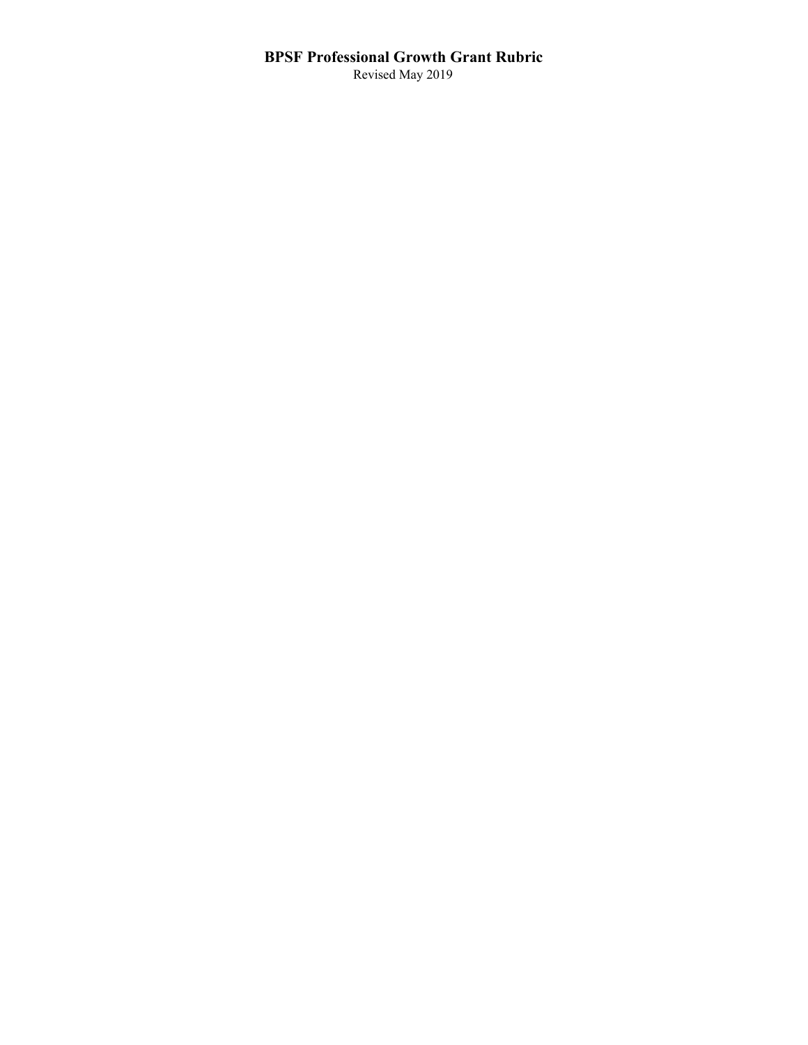# BPSF Professional Growth Grant Rubric

Revised May 2019